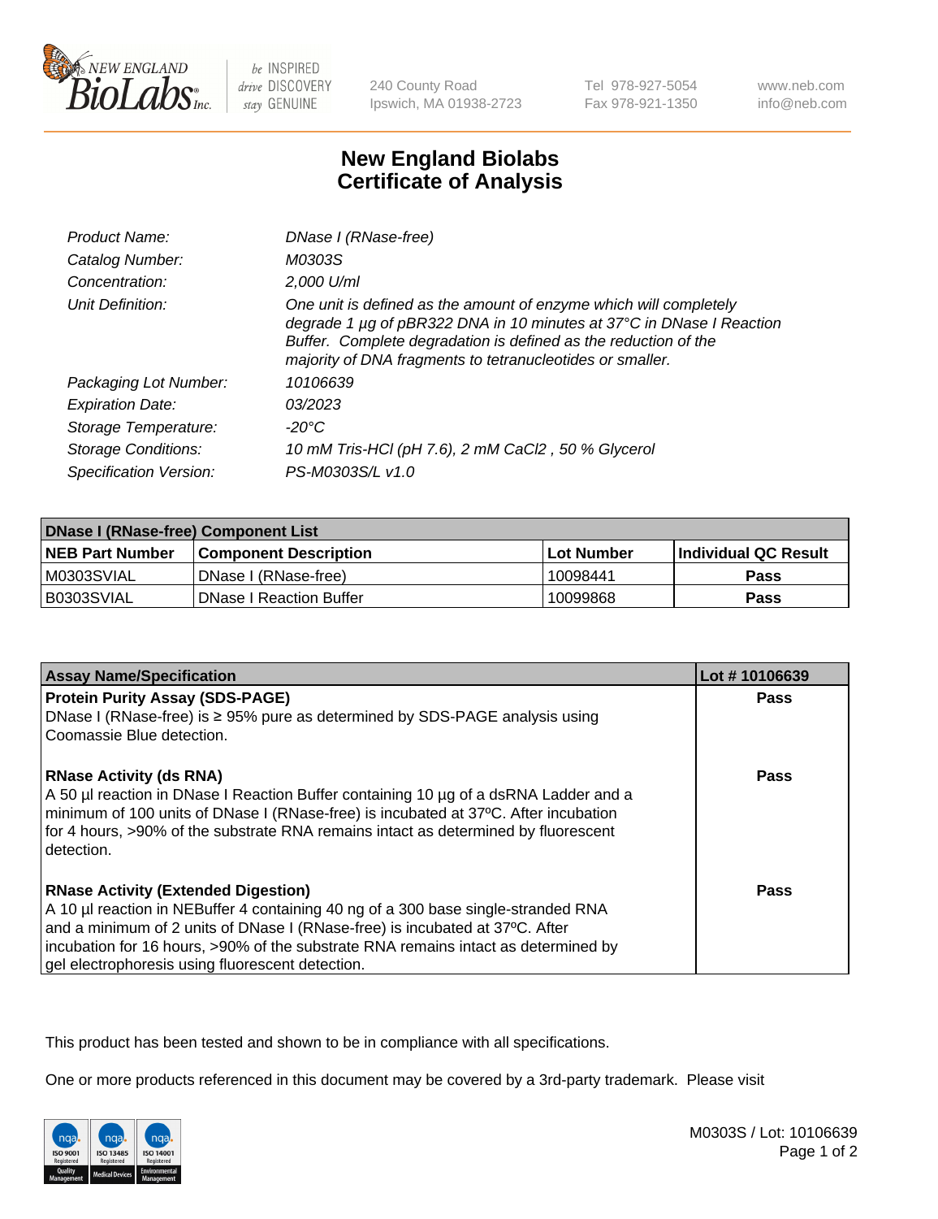# New England Biolabs Certificate of Analysis

| | |
|---|---|
| *Product Name:* | *DNase I (RNase-free)* |
| *Catalog Number:* | *M0303S* |
| *Concentration:* | *2,000 U/ml* |
| *Unit Definition:* | *One unit is defined as the amount of enzyme which will completely degrade 1 µg of pBR322 DNA in 10 minutes at 37°C in DNase I Reaction Buffer. Complete degradation is defined as the reduction of the majority of DNA fragments to tetranucleotides or smaller.* |
| *Packaging Lot Number:* | *10106639* |
| *Expiration Date:* | *03/2023* |
| *Storage Temperature:* | *-20°C* |
| *Storage Conditions:* | *10 mM Tris-HCl (pH 7.6), 2 mM CaCl2 , 50 % Glycerol* |
| *Specification Version:* | *PS-M0303S/L v1.0* |

| DNase I (RNase-free) Component List | | | |
|---|---|---|---|
| **NEB Part Number** | **Component Description** | **Lot Number** | **Individual QC Result** |
| M0303SVIAL | DNase I (RNase-free) | 10098441 | **Pass** |
| B0303SVIAL | DNase I Reaction Buffer | 10099868 | **Pass** |

| Assay Name/Specification | Lot # 10106639 |
|---|---|
| **Protein Purity Assay (SDS-PAGE)**<br>DNase I (RNase-free) is ≥ 95% pure as determined by SDS-PAGE analysis using Coomassie Blue detection. | **Pass** |
| **RNase Activity (ds RNA)**<br>A 50 µl reaction in DNase I Reaction Buffer containing 10 µg of a dsRNA Ladder and a minimum of 100 units of DNase I (RNase-free) is incubated at 37ºC. After incubation for 4 hours, >90% of the substrate RNA remains intact as determined by fluorescent detection. | **Pass** |
| **RNase Activity (Extended Digestion)**<br>A 10 µl reaction in NEBuffer 4 containing 40 ng of a 300 base single-stranded RNA and a minimum of 2 units of DNase I (RNase-free) is incubated at 37ºC. After incubation for 16 hours, >90% of the substrate RNA remains intact as determined by gel electrophoresis using fluorescent detection. | **Pass** |

This product has been tested and shown to be in compliance with all specifications.

One or more products referenced in this document may be covered by a 3rd-party trademark. Please visit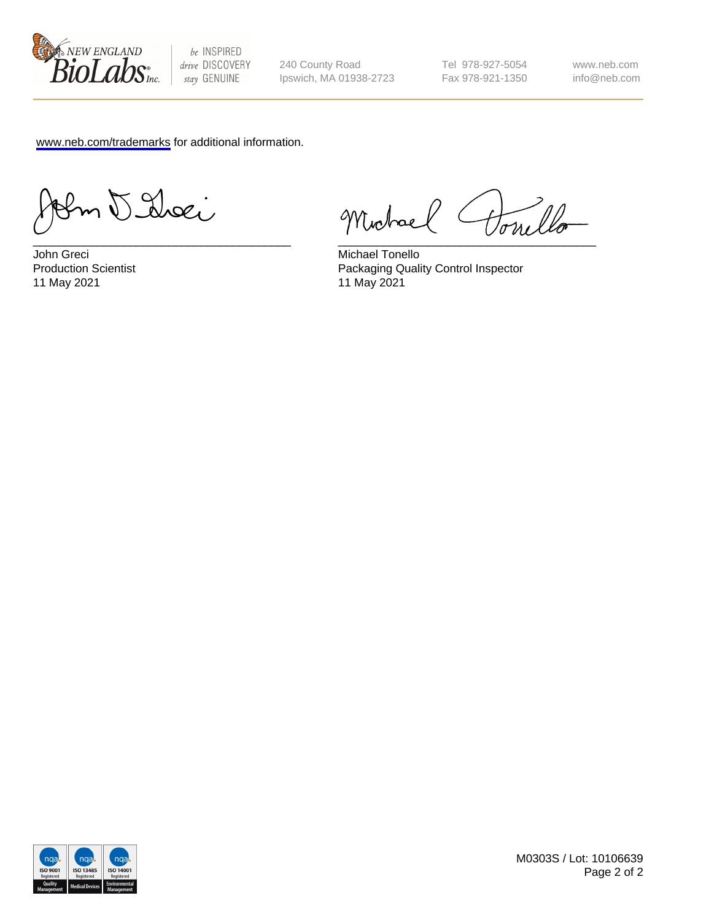www.neb.com/trademarks for additional information.

John Greci
Production Scientist
11 May 2021

Michael Tonello
Packaging Quality Control Inspector
11 May 2021

M0303S / Lot: 10106639